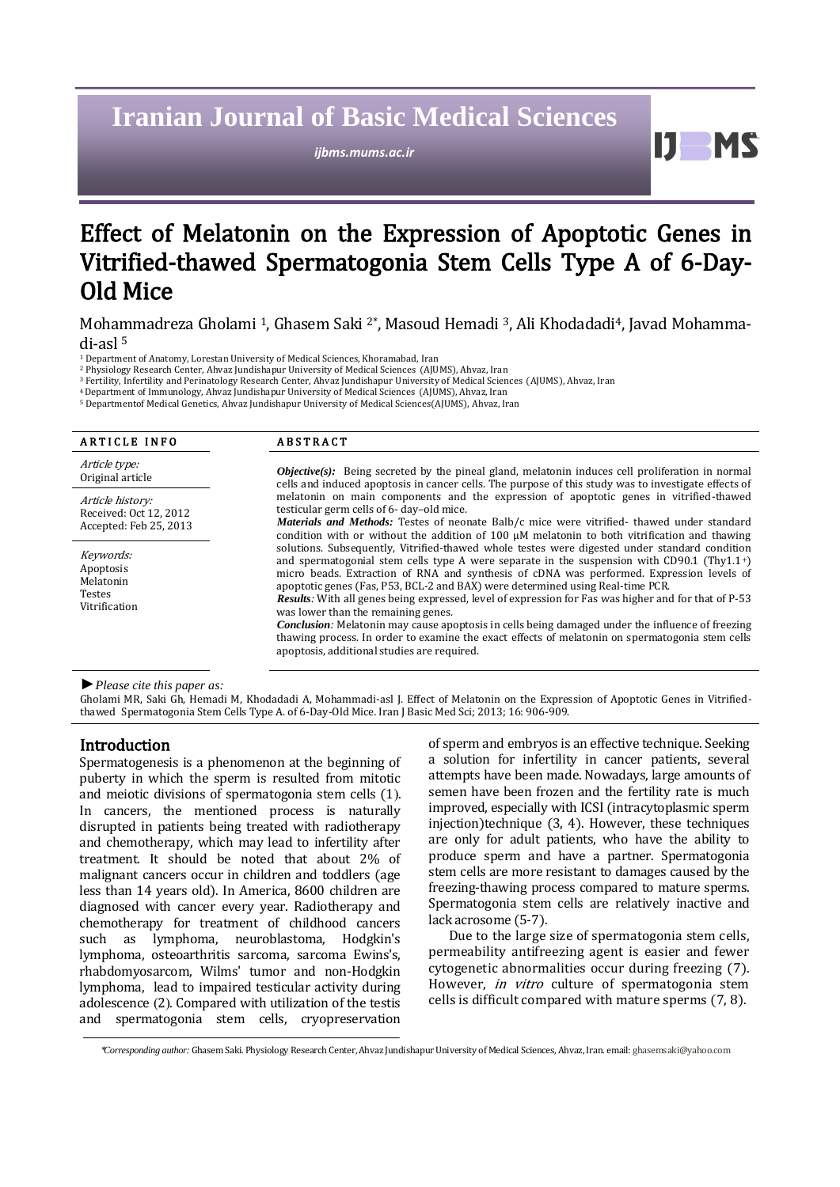# Iranian Journal of Basic Medical Sciences

*ijbms.mums.ac.ir*

# Effect of Melatonin on the Expression of Apoptotic Genes in Vitrified-thawed Spermatogonia Stem Cells Type A of 6-Day-Old Mice

Mohammadreza Gholami [1], Ghasem Saki [2*], Masoud Hemadi [3], Ali Khodadadi[4], Javad Mohammadi-asl [5]

[1] Department of Anatomy, Lorestan University of Medical Sciences, Khoramabad, Iran
[2] Physiology Research Center, Ahvaz Jundishapur University of Medical Sciences (AJUMS), Ahvaz, Iran
[3] Fertility, Infertility and Perinatology Research Center, Ahvaz Jundishapur University of Medical Sciences (AJUMS), Ahvaz, Iran
[4] Department of Immunology, Ahvaz Jundishapur University of Medical Sciences (AJUMS), Ahvaz, Iran
[5] Departmentof Medical Genetics, Ahvaz Jundishapur University of Medical Sciences(AJUMS), Ahvaz, Iran

**ARTICLE INFO**

*Article type:*
Original article

*Article history:*
Received: Oct 12, 2012
Accepted: Feb 25, 2013

*Keywords:*
Apoptosis
Melatonin
Testes
Vitrification

**ABSTRACT**

***Objective(s):*** Being secreted by the pineal gland, melatonin induces cell proliferation in normal cells and induced apoptosis in cancer cells. The purpose of this study was to investigate effects of melatonin on main components and the expression of apoptotic genes in vitrified-thawed testicular germ cells of 6- day–old mice.

***Materials and Methods:*** Testes of neonate Balb/c mice were vitrified- thawed under standard condition with or without the addition of 100 µM melatonin to both vitrification and thawing solutions. Subsequently, Vitrified-thawed whole testes were digested under standard condition and spermatogonial stem cells type A were separate in the suspension with CD90.1 (Thy1.1+) micro beads. Extraction of RNA and synthesis of cDNA was performed. Expression levels of apoptotic genes (Fas, P53, BCL-2 and BAX) were determined using Real-time PCR.

***Results****:* With all genes being expressed, level of expression for Fas was higher and for that of P-53 was lower than the remaining genes.

***Conclusion****:* Melatonin may cause apoptosis in cells being damaged under the influence of freezing thawing process. In order to examine the exact effects of melatonin on spermatogonia stem cells apoptosis, additional studies are required.

► *Please cite this paper as:*
Gholami MR, Saki Gh, Hemadi M, Khodadadi A, Mohammadi-asl J. Effect of Melatonin on the Expression of Apoptotic Genes in Vitrified-thawed Spermatogonia Stem Cells Type A. of 6-Day-Old Mice. Iran J Basic Med Sci; 2013; 16: 906-909.

## Introduction

Spermatogenesis is a phenomenon at the beginning of puberty in which the sperm is resulted from mitotic and meiotic divisions of spermatogonia stem cells (1). In cancers, the mentioned process is naturally disrupted in patients being treated with radiotherapy and chemotherapy, which may lead to infertility after treatment. It should be noted that about 2% of malignant cancers occur in children and toddlers (age less than 14 years old). In America, 8600 children are diagnosed with cancer every year. Radiotherapy and chemotherapy for treatment of childhood cancers such as lymphoma, neuroblastoma, Hodgkin's lymphoma, osteoarthritis sarcoma, sarcoma Ewins's, rhabdomyosarcom, Wilms' tumor and non-Hodgkin lymphoma, lead to impaired testicular activity during adolescence (2). Compared with utilization of the testis and spermatogonia stem cells, cryopreservation of sperm and embryos is an effective technique. Seeking a solution for infertility in cancer patients, several attempts have been made. Nowadays, large amounts of semen have been frozen and the fertility rate is much improved, especially with ICSI (intracytoplasmic sperm injection)technique (3, 4). However, these techniques are only for adult patients, who have the ability to produce sperm and have a partner. Spermatogonia stem cells are more resistant to damages caused by the freezing-thawing process compared to mature sperms. Spermatogonia stem cells are relatively inactive and lack acrosome (5-7).

Due to the large size of spermatogonia stem cells, permeability antifreezing agent is easier and fewer cytogenetic abnormalities occur during freezing (7). However, *in vitro* culture of spermatogonia stem cells is difficult compared with mature sperms (7, 8).

*\*Corresponding author:* Ghasem Saki. Physiology Research Center, Ahvaz Jundishapur University of Medical Sciences, Ahvaz, Iran. email: ghasemsaki@yahoo.com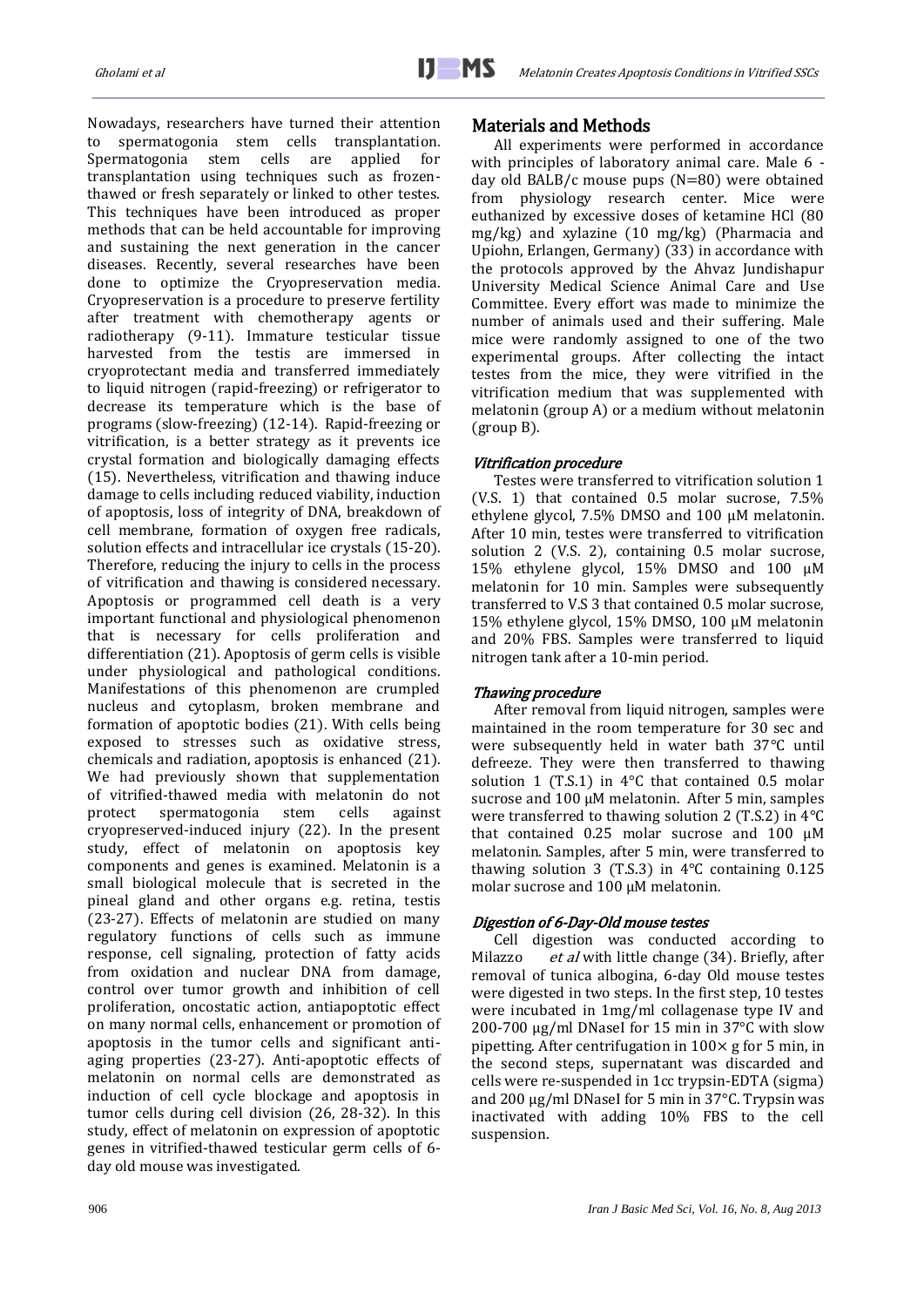Nowadays, researchers have turned their attention to spermatogonia stem cells transplantation. Spermatogonia stem cells are applied for transplantation using techniques such as frozen-thawed or fresh separately or linked to other testes. This techniques have been introduced as proper methods that can be held accountable for improving and sustaining the next generation in the cancer diseases. Recently, several researches have been done to optimize the Cryopreservation media. Cryopreservation is a procedure to preserve fertility after treatment with chemotherapy agents or radiotherapy (9-11). Immature testicular tissue harvested from the testis are immersed in cryoprotectant media and transferred immediately to liquid nitrogen (rapid-freezing) or refrigerator to decrease its temperature which is the base of programs (slow-freezing) (12-14). Rapid-freezing or vitrification, is a better strategy as it prevents ice crystal formation and biologically damaging effects (15). Nevertheless, vitrification and thawing induce damage to cells including reduced viability, induction of apoptosis, loss of integrity of DNA, breakdown of cell membrane, formation of oxygen free radicals, solution effects and intracellular ice crystals (15-20). Therefore, reducing the injury to cells in the process of vitrification and thawing is considered necessary. Apoptosis or programmed cell death is a very important functional and physiological phenomenon that is necessary for cells proliferation and differentiation (21). Apoptosis of germ cells is visible under physiological and pathological conditions. Manifestations of this phenomenon are crumpled nucleus and cytoplasm, broken membrane and formation of apoptotic bodies (21). With cells being exposed to stresses such as oxidative stress, chemicals and radiation, apoptosis is enhanced (21). We had previously shown that supplementation of vitrified-thawed media with melatonin do not protect spermatogonia stem cells against cryopreserved-induced injury (22). In the present study, effect of melatonin on apoptosis key components and genes is examined. Melatonin is a small biological molecule that is secreted in the pineal gland and other organs e.g. retina, testis (23-27). Effects of melatonin are studied on many regulatory functions of cells such as immune response, cell signaling, protection of fatty acids from oxidation and nuclear DNA from damage, control over tumor growth and inhibition of cell proliferation, oncostatic action, antiapoptotic effect on many normal cells, enhancement or promotion of apoptosis in the tumor cells and significant anti-aging properties (23-27). Anti-apoptotic effects of melatonin on normal cells are demonstrated as induction of cell cycle blockage and apoptosis in tumor cells during cell division (26, 28-32). In this study, effect of melatonin on expression of apoptotic genes in vitrified-thawed testicular germ cells of 6-day old mouse was investigated.

## Materials and Methods

All experiments were performed in accordance with principles of laboratory animal care. Male 6 - day old BALB/c mouse pups (N=80) were obtained from physiology research center. Mice were euthanized by excessive doses of ketamine HCl (80 mg/kg) and xylazine (10 mg/kg) (Pharmacia and Upiohn, Erlangen, Germany) (33) in accordance with the protocols approved by the Ahvaz Jundishapur University Medical Science Animal Care and Use Committee. Every effort was made to minimize the number of animals used and their suffering. Male mice were randomly assigned to one of the two experimental groups. After collecting the intact testes from the mice, they were vitrified in the vitrification medium that was supplemented with melatonin (group A) or a medium without melatonin (group B).

### *Vitrification procedure*

Testes were transferred to vitrification solution 1 (V.S. 1) that contained 0.5 molar sucrose, 7.5% ethylene glycol, 7.5% DMSO and 100 μM melatonin. After 10 min, testes were transferred to vitrification solution 2 (V.S. 2), containing 0.5 molar sucrose, 15% ethylene glycol, 15% DMSO and 100 μM melatonin for 10 min. Samples were subsequently transferred to V.S 3 that contained 0.5 molar sucrose, 15% ethylene glycol, 15% DMSO, 100 μM melatonin and 20% FBS. Samples were transferred to liquid nitrogen tank after a 10-min period.

### *Thawing procedure*

After removal from liquid nitrogen, samples were maintained in the room temperature for 30 sec and were subsequently held in water bath 37°C until defreeze. They were then transferred to thawing solution 1 (T.S.1) in 4°C that contained 0.5 molar sucrose and 100 μM melatonin. After 5 min, samples were transferred to thawing solution 2 (T.S.2) in 4°C that contained 0.25 molar sucrose and 100 μM melatonin. Samples, after 5 min, were transferred to thawing solution 3 (T.S.3) in 4°C containing 0.125 molar sucrose and 100 μM melatonin.

### *Digestion of 6-Day-Old mouse testes*

Cell digestion was conducted according to Milazzo *et al* with little change (34). Briefly, after removal of tunica albogina, 6-day Old mouse testes were digested in two steps. In the first step, 10 testes were incubated in 1mg/ml collagenase type IV and 200-700 μg/ml DNaseI for 15 min in 37°C with slow pipetting. After centrifugation in 100× g for 5 min, in the second steps, supernatant was discarded and cells were re-suspended in 1cc trypsin-EDTA (sigma) and 200 μg/ml DNaseI for 5 min in 37°C. Trypsin was inactivated with adding 10% FBS to the cell suspension.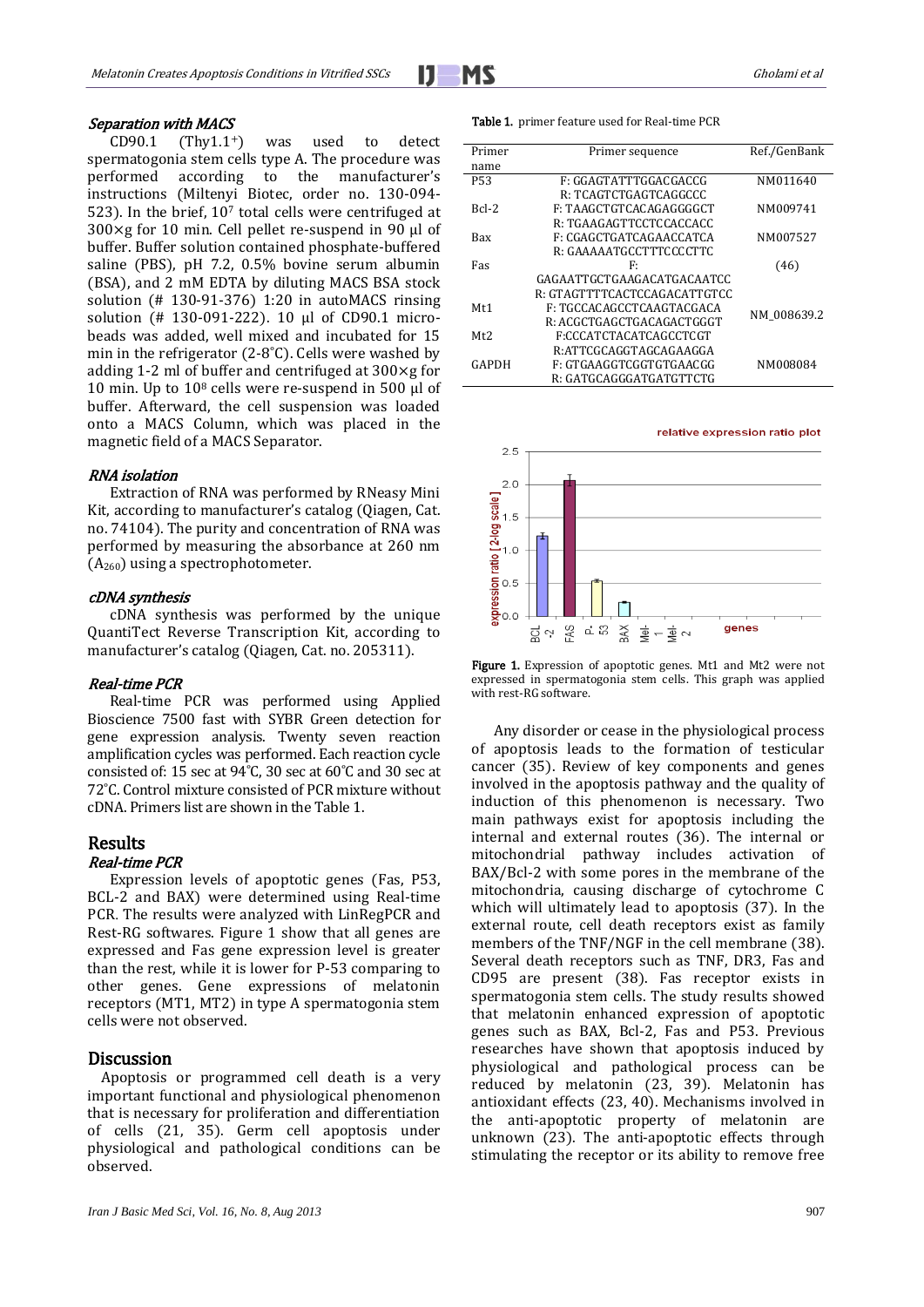### Separation with MACS

CD90.1 (Thy1.1+) was used to detect spermatogonia stem cells type A. The procedure was performed according to the manufacturer's instructions (Miltenyi Biotec, order no. 130-094-523). In the brief, $10^7$ total cells were centrifuged at 300×g for 10 min. Cell pellet re-suspend in 90 µl of buffer. Buffer solution contained phosphate-buffered saline (PBS), pH 7.2, 0.5% bovine serum albumin (BSA), and 2 mM EDTA by diluting MACS BSA stock solution (# 130-91-376) 1:20 in autoMACS rinsing solution (# 130-091-222). 10 µl of CD90.1 micro-beads was added, well mixed and incubated for 15 min in the refrigerator (2-8˚C). Cells were washed by adding 1-2 ml of buffer and centrifuged at 300×g for 10 min. Up to $10^8$ cells were re-suspend in 500 µl of buffer. Afterward, the cell suspension was loaded onto a MACS Column, which was placed in the magnetic field of a MACS Separator.

### RNA isolation

Extraction of RNA was performed by RNeasy Mini Kit, according to manufacturer's catalog (Qiagen, Cat. no. 74104). The purity and concentration of RNA was performed by measuring the absorbance at 260 nm ($A_{260}$) using a spectrophotometer.

### cDNA synthesis

cDNA synthesis was performed by the unique QuantiTect Reverse Transcription Kit, according to manufacturer's catalog (Qiagen, Cat. no. 205311).

### Real-time PCR

Real-time PCR was performed using Applied Bioscience 7500 fast with SYBR Green detection for gene expression analysis. Twenty seven reaction amplification cycles was performed. Each reaction cycle consisted of: 15 sec at 94˚C, 30 sec at 60˚C and 30 sec at 72˚C. Control mixture consisted of PCR mixture without cDNA. Primers list are shown in the Table 1.

## Results

### Real-time PCR

Expression levels of apoptotic genes (Fas, P53, BCL-2 and BAX) were determined using Real-time PCR. The results were analyzed with LinRegPCR and Rest-RG softwares. Figure 1 show that all genes are expressed and Fas gene expression level is greater than the rest, while it is lower for P-53 comparing to other genes. Gene expressions of melatonin receptors (MT1, MT2) in type A spermatogonia stem cells were not observed.

## Discussion

Apoptosis or programmed cell death is a very important functional and physiological phenomenon that is necessary for proliferation and differentiation of cells (21, 35). Germ cell apoptosis under physiological and pathological conditions can be observed.

**Table 1.** primer feature used for Real-time PCR

| Primer name | Primer sequence | Ref./GenBank |
|---|---|---|
| P53 | F: GGAGTATTTGGACGACCG<br>R: TCAGTCTGAGTCAGGCCC | NM011640 |
| Bcl-2 | F: TAAGCTGTCACAGAGGGGCT<br>R: TGAAGAGTTCCTCCACCACC | NM009741 |
| Bax | F: CGAGCTGATCAGAACCATCA<br>R: GAAAAATGCCTTTCCCCTTC | NM007527 |
| Fas | F: GAGAATTGCTGAAGACATGACAATCC<br>R: GTAGTTTTCACTCCAGACATTGTCC | (46) |
| Mt1 | F: TGCCACAGCCTCAAGTACGACA<br>R: ACGCTGAGCTGACAGACTGGGT | NM_008639.2 |
| Mt2 | F:CCCATCTACATCAGCCTCGT<br>R:ATTCGCAGGTAGCAGAAGGA | |
| GAPDH | F: GTGAAGGTCGGTGTGAACGG<br>R: GATGCAGGGATGATGTTCTG | NM008084 |

relative expression ratio plot

expression ratio [ 2-log scale ]

2.5
2.0
1.5
1.0
0.5
0.0

BCL-2, FAS, P-53, BAX, Mel-1, Mel-2

genes

**Figure 1.** Expression of apoptotic genes. Mt1 and Mt2 were not expressed in spermatogonia stem cells. This graph was applied with rest-RG software.

Any disorder or cease in the physiological process of apoptosis leads to the formation of testicular cancer (35). Review of key components and genes involved in the apoptosis pathway and the quality of induction of this phenomenon is necessary. Two main pathways exist for apoptosis including the internal and external routes (36). The internal or mitochondrial pathway includes activation of BAX/Bcl-2 with some pores in the membrane of the mitochondria, causing discharge of cytochrome C which will ultimately lead to apoptosis (37). In the external route, cell death receptors exist as family members of the TNF/NGF in the cell membrane (38). Several death receptors such as TNF, DR3, Fas and CD95 are present (38). Fas receptor exists in spermatogonia stem cells. The study results showed that melatonin enhanced expression of apoptotic genes such as BAX, Bcl-2, Fas and P53. Previous researches have shown that apoptosis induced by physiological and pathological process can be reduced by melatonin (23, 39). Melatonin has antioxidant effects (23, 40). Mechanisms involved in the anti-apoptotic property of melatonin are unknown (23). The anti-apoptotic effects through stimulating the receptor or its ability to remove free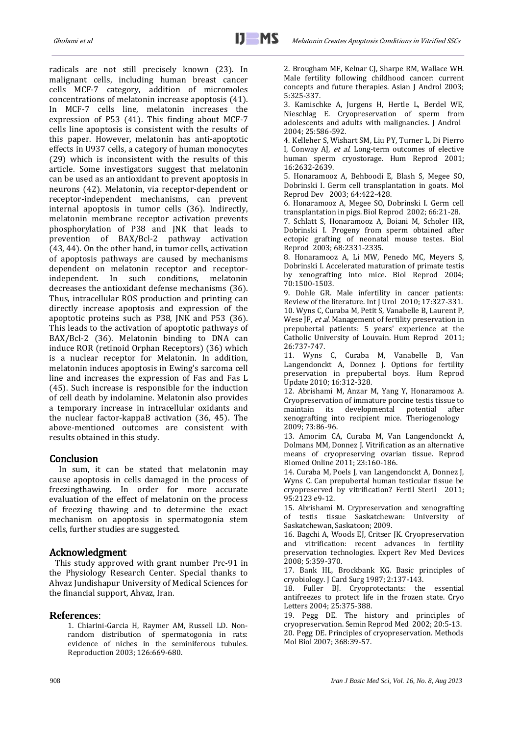radicals are not still precisely known (23). In malignant cells, including human breast cancer cells MCF-7 category, addition of micromoles concentrations of melatonin increase apoptosis (41). In MCF-7 cells line, melatonin increases the expression of P53 (41). This finding about MCF-7 cells line apoptosis is consistent with the results of this paper. However, melatonin has anti-apoptotic effects in U937 cells, a category of human monocytes (29) which is inconsistent with the results of this article. Some investigators suggest that melatonin can be used as an antioxidant to prevent apoptosis in neurons (42). Melatonin, via receptor-dependent or receptor-independent mechanisms, can prevent internal apoptosis in tumor cells (36). Indirectly, melatonin membrane receptor activation prevents phosphorylation of P38 and JNK that leads to prevention of BAX/Bcl-2 pathway activation (43, 44). On the other hand, in tumor cells, activation of apoptosis pathways are caused by mechanisms dependent on melatonin receptor and receptor-independent. In such conditions, melatonin decreases the antioxidant defense mechanisms (36). Thus, intracellular ROS production and printing can directly increase apoptosis and expression of the apoptotic proteins such as P38, JNK and P53 (36). This leads to the activation of apoptotic pathways of BAX/Bcl-2 (36). Melatonin binding to DNA can induce ROR (retinoid Orphan Receptors) (36) which is a nuclear receptor for Melatonin. In addition, melatonin induces apoptosis in Ewing's sarcoma cell line and increases the expression of Fas and Fas L (45). Such increase is responsible for the induction of cell death by indolamine. Melatonin also provides a temporary increase in intracellular oxidants and the nuclear factor-kappaB activation (36, 45). The above-mentioned outcomes are consistent with results obtained in this study.

## Conclusion

In sum, it can be stated that melatonin may cause apoptosis in cells damaged in the process of freezingthawing. In order for more accurate evaluation of the effect of melatonin on the process of freezing thawing and to determine the exact mechanism on apoptosis in spermatogonia stem cells, further studies are suggested.

## Acknowledgment

This study approved with grant number Prc-91 in the Physiology Research Center. Special thanks to Ahvaz Jundishapur University of Medical Sciences for the financial support, Ahvaz, Iran.

## References:

1. Chiarini-Garcia H, Raymer AM, Russell LD. Non-random distribution of spermatogonia in rats: evidence of niches in the seminiferous tubules. Reproduction 2003; 126:669-680.
2. Brougham MF, Kelnar CJ, Sharpe RM, Wallace WH. Male fertility following childhood cancer: current concepts and future therapies. Asian J Androl 2003; 5:325-337.
3. Kamischke A, Jurgens H, Hertle L, Berdel WE, Nieschlag E. Cryopreservation of sperm from adolescents and adults with malignancies. J Androl 2004; 25:586-592.
4. Kelleher S, Wishart SM, Liu PY, Turner L, Di Pierro I, Conway AJ, *et al.* Long-term outcomes of elective human sperm cryostorage. Hum Reprod 2001; 16:2632-2639.
5. Honaramooz A, Behboodi E, Blash S, Megee SO, Dobrinski I. Germ cell transplantation in goats. Mol Reprod Dev 2003; 64:422-428.
6. Honaramooz A, Megee SO, Dobrinski I. Germ cell transplantation in pigs. Biol Reprod 2002; 66:21-28.
7. Schlatt S, Honaramooz A, Boiani M, Scholer HR, Dobrinski I. Progeny from sperm obtained after ectopic grafting of neonatal mouse testes. Biol Reprod 2003; 68:2331-2335.
8. Honaramooz A, Li MW, Penedo MC, Meyers S, Dobrinski I. Accelerated maturation of primate testis by xenografting into mice. Biol Reprod 2004; 70:1500-1503.
9. Dohle GR. Male infertility in cancer patients: Review of the literature. Int J Urol 2010; 17:327-331.
10. Wyns C, Curaba M, Petit S, Vanabelle B, Laurent P, Wese JF, *et al.* Management of fertility preservation in prepubertal patients: 5 years' experience at the Catholic University of Louvain. Hum Reprod 2011; 26:737-747.
11. Wyns C, Curaba M, Vanabelle B, Van Langendonckt A, Donnez J. Options for fertility preservation in prepubertal boys. Hum Reprod Update 2010; 16:312-328.
12. Abrishami M, Anzar M, Yang Y, Honaramooz A. Cryopreservation of immature porcine testis tissue to maintain its developmental potential after xenografting into recipient mice. Theriogenology 2009; 73:86-96.
13. Amorim CA, Curaba M, Van Langendonckt A, Dolmans MM, Donnez J. Vitrification as an alternative means of cryopreserving ovarian tissue. Reprod Biomed Online 2011; 23:160-186.
14. Curaba M, Poels J, van Langendonckt A, Donnez J, Wyns C. Can prepubertal human testicular tissue be cryopreserved by vitrification? Fertil Steril 2011; 95:2123 e9-12.
15. Abrishami M. Crypreservation and xenografting of testis tissue Saskatchewan: University of Saskatchewan, Saskatoon; 2009.
16. Bagchi A, Woods EJ, Critser JK. Cryopreservation and vitrification: recent advances in fertility preservation technologies. Expert Rev Med Devices 2008; 5:359-370.
17. Bank HL, Brockbank KG. Basic principles of cryobiology. J Card Surg 1987; 2:137-143.
18. Fuller BJ. Cryoprotectants: the essential antifreezes to protect life in the frozen state. Cryo Letters 2004; 25:375-388.
19. Pegg DE. The history and principles of cryopreservation. Semin Reprod Med 2002; 20:5-13.
20. Pegg DE. Principles of cryopreservation. Methods Mol Biol 2007; 368:39-57.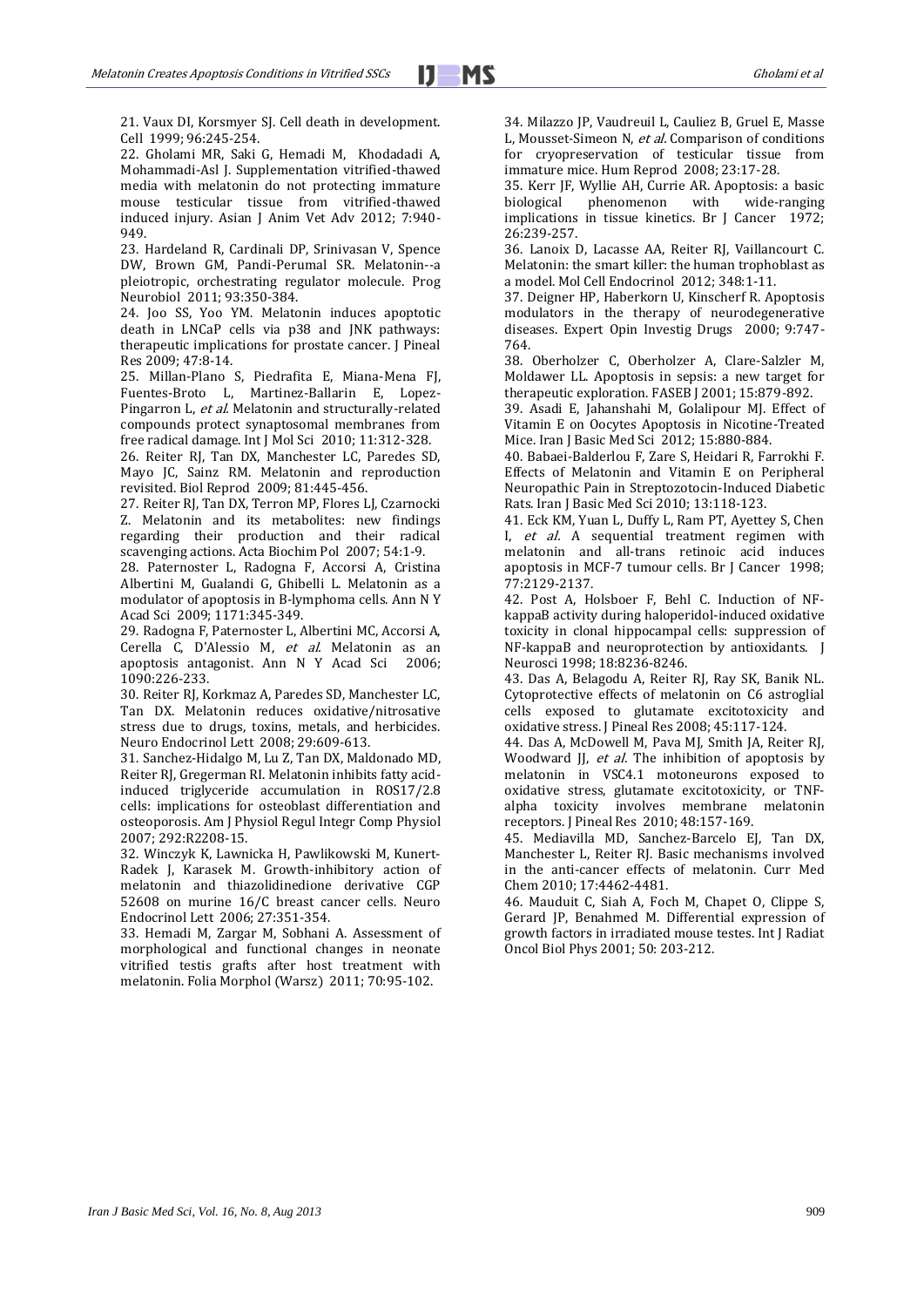21. Vaux DI, Korsmyer SJ. Cell death in development. Cell 1999; 96:245-254.

22. Gholami MR, Saki G, Hemadi M, Khodadadi A, Mohammadi-Asl J. Supplementation vitrified-thawed media with melatonin do not protecting immature mouse testicular tissue from vitrified-thawed induced injury. Asian J Anim Vet Adv 2012; 7:940-949.

23. Hardeland R, Cardinali DP, Srinivasan V, Spence DW, Brown GM, Pandi-Perumal SR. Melatonin--a pleiotropic, orchestrating regulator molecule. Prog Neurobiol 2011; 93:350-384.

24. Joo SS, Yoo YM. Melatonin induces apoptotic death in LNCaP cells via p38 and JNK pathways: therapeutic implications for prostate cancer. J Pineal Res 2009; 47:8-14.

25. Millan-Plano S, Piedrafita E, Miana-Mena FJ, Fuentes-Broto L, Martinez-Ballarin E, Lopez-Pingarron L, *et al.* Melatonin and structurally-related compounds protect synaptosomal membranes from free radical damage. Int J Mol Sci 2010; 11:312-328.

26. Reiter RJ, Tan DX, Manchester LC, Paredes SD, Mayo JC, Sainz RM. Melatonin and reproduction revisited. Biol Reprod 2009; 81:445-456.

27. Reiter RJ, Tan DX, Terron MP, Flores LJ, Czarnocki Z. Melatonin and its metabolites: new findings regarding their production and their radical scavenging actions. Acta Biochim Pol 2007; 54:1-9.

28. Paternoster L, Radogna F, Accorsi A, Cristina Albertini M, Gualandi G, Ghibelli L. Melatonin as a modulator of apoptosis in B-lymphoma cells. Ann N Y Acad Sci 2009; 1171:345-349.

29. Radogna F, Paternoster L, Albertini MC, Accorsi A, Cerella C, D'Alessio M, *et al.* Melatonin as an apoptosis antagonist. Ann N Y Acad Sci 2006; 1090:226-233.

30. Reiter RJ, Korkmaz A, Paredes SD, Manchester LC, Tan DX. Melatonin reduces oxidative/nitrosative stress due to drugs, toxins, metals, and herbicides. Neuro Endocrinol Lett 2008; 29:609-613.

31. Sanchez-Hidalgo M, Lu Z, Tan DX, Maldonado MD, Reiter RJ, Gregerman RI. Melatonin inhibits fatty acid-induced triglyceride accumulation in ROS17/2.8 cells: implications for osteoblast differentiation and osteoporosis. Am J Physiol Regul Integr Comp Physiol 2007; 292:R2208-15.

32. Winczyk K, Lawnicka H, Pawlikowski M, Kunert-Radek J, Karasek M. Growth-inhibitory action of melatonin and thiazolidinedione derivative CGP 52608 on murine 16/C breast cancer cells. Neuro Endocrinol Lett 2006; 27:351-354.

33. Hemadi M, Zargar M, Sobhani A. Assessment of morphological and functional changes in neonate vitrified testis grafts after host treatment with melatonin. Folia Morphol (Warsz) 2011; 70:95-102.

34. Milazzo JP, Vaudreuil L, Cauliez B, Gruel E, Masse L, Mousset-Simeon N, *et al.* Comparison of conditions for cryopreservation of testicular tissue from immature mice. Hum Reprod 2008; 23:17-28.

35. Kerr JF, Wyllie AH, Currie AR. Apoptosis: a basic biological phenomenon with wide-ranging implications in tissue kinetics. Br J Cancer 1972; 26:239-257.

36. Lanoix D, Lacasse AA, Reiter RJ, Vaillancourt C. Melatonin: the smart killer: the human trophoblast as a model. Mol Cell Endocrinol 2012; 348:1-11.

37. Deigner HP, Haberkorn U, Kinscherf R. Apoptosis modulators in the therapy of neurodegenerative diseases. Expert Opin Investig Drugs 2000; 9:747-764.

38. Oberholzer C, Oberholzer A, Clare-Salzler M, Moldawer LL. Apoptosis in sepsis: a new target for therapeutic exploration. FASEB J 2001; 15:879-892.

39. Asadi E, Jahanshahi M, Golalipour MJ. Effect of Vitamin E on Oocytes Apoptosis in Nicotine-Treated Mice. Iran J Basic Med Sci 2012; 15:880-884.

40. Babaei-Balderlou F, Zare S, Heidari R, Farrokhi F. Effects of Melatonin and Vitamin E on Peripheral Neuropathic Pain in Streptozotocin-Induced Diabetic Rats. Iran J Basic Med Sci 2010; 13:118-123.

41. Eck KM, Yuan L, Duffy L, Ram PT, Ayettey S, Chen I, *et al.* A sequential treatment regimen with melatonin and all-trans retinoic acid induces apoptosis in MCF-7 tumour cells. Br J Cancer 1998; 77:2129-2137.

42. Post A, Holsboer F, Behl C. Induction of NF-kappaB activity during haloperidol-induced oxidative toxicity in clonal hippocampal cells: suppression of NF-kappaB and neuroprotection by antioxidants. J Neurosci 1998; 18:8236-8246.

43. Das A, Belagodu A, Reiter RJ, Ray SK, Banik NL. Cytoprotective effects of melatonin on C6 astroglial cells exposed to glutamate excitotoxicity and oxidative stress. J Pineal Res 2008; 45:117-124.

44. Das A, McDowell M, Pava MJ, Smith JA, Reiter RJ, Woodward JJ, *et al.* The inhibition of apoptosis by melatonin in VSC4.1 motoneurons exposed to oxidative stress, glutamate excitotoxicity, or TNF-alpha toxicity involves membrane melatonin receptors. J Pineal Res 2010; 48:157-169.

45. Mediavilla MD, Sanchez-Barcelo EJ, Tan DX, Manchester L, Reiter RJ. Basic mechanisms involved in the anti-cancer effects of melatonin. Curr Med Chem 2010; 17:4462-4481.

46. Mauduit C, Siah A, Foch M, Chapet O, Clippe S, Gerard JP, Benahmed M. Differential expression of growth factors in irradiated mouse testes. Int J Radiat Oncol Biol Phys 2001; 50: 203-212.